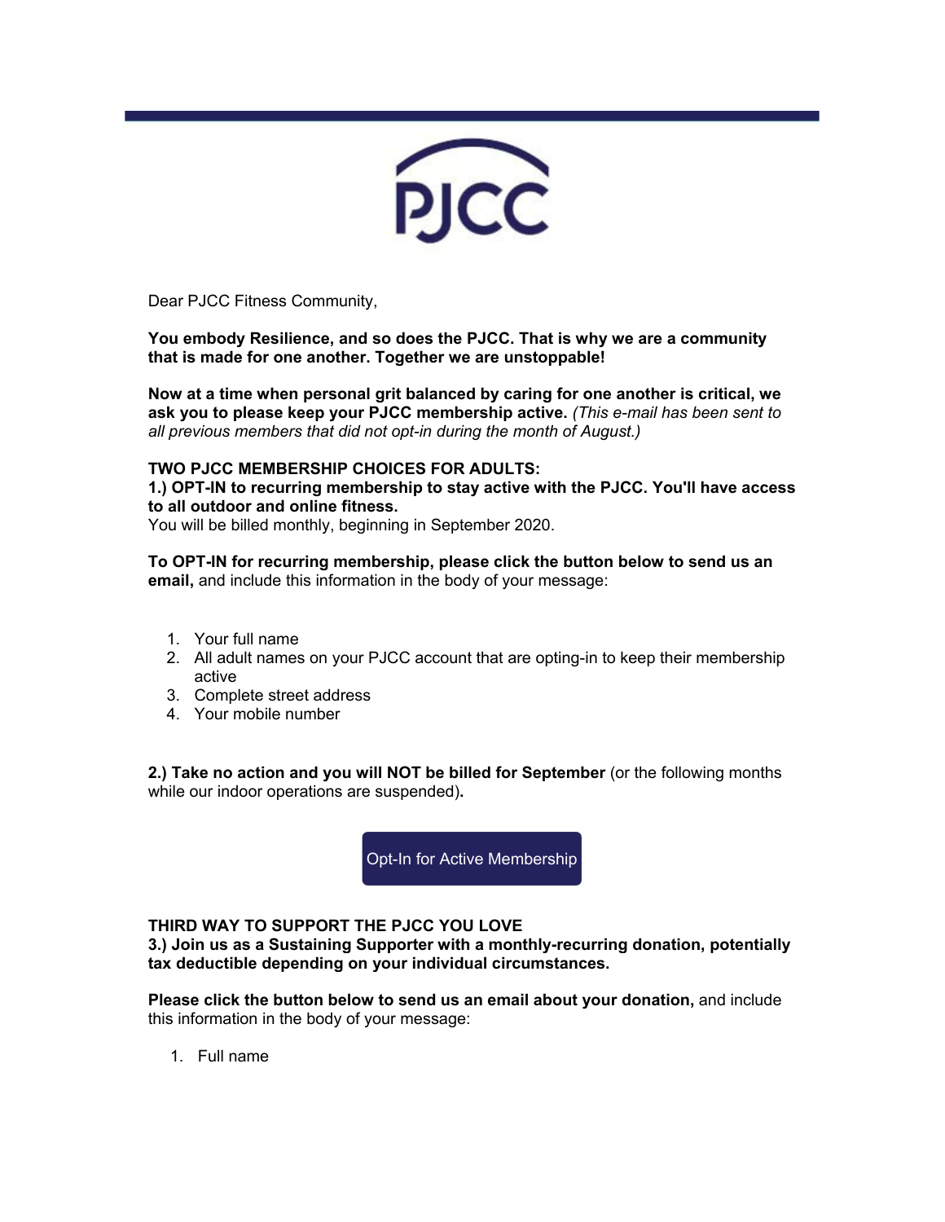PJCC

Dear PJCC Fitness Community,

**You embody Resilience, and so does the PJCC. That is why we are a community that is made for one another. Together we are unstoppable!**

**Now at a time when personal grit balanced by caring for one another is critical, we ask you to please keep your PJCC membership active.** *(This e-mail has been sent to all previous members that did not opt-in during the month of August.)*

**TWO PJCC MEMBERSHIP CHOICES FOR ADULTS:**
**1.) OPT-IN to recurring membership to stay active with the PJCC. You'll have access to all outdoor and online fitness.**
You will be billed monthly, beginning in September 2020.

**To OPT-IN for recurring membership, please click the button below to send us an email,** and include this information in the body of your message:

1. Your full name
2. All adult names on your PJCC account that are opting-in to keep their membership active
3. Complete street address
4. Your mobile number

**2.) Take no action and you will NOT be billed for September** (or the following months while our indoor operations are suspended)**.**

Opt-In for Active Membership

**THIRD WAY TO SUPPORT THE PJCC YOU LOVE**
**3.) Join us as a Sustaining Supporter with a monthly-recurring donation, potentially tax deductible depending on your individual circumstances.**

**Please click the button below to send us an email about your donation,** and include this information in the body of your message:

1. Full name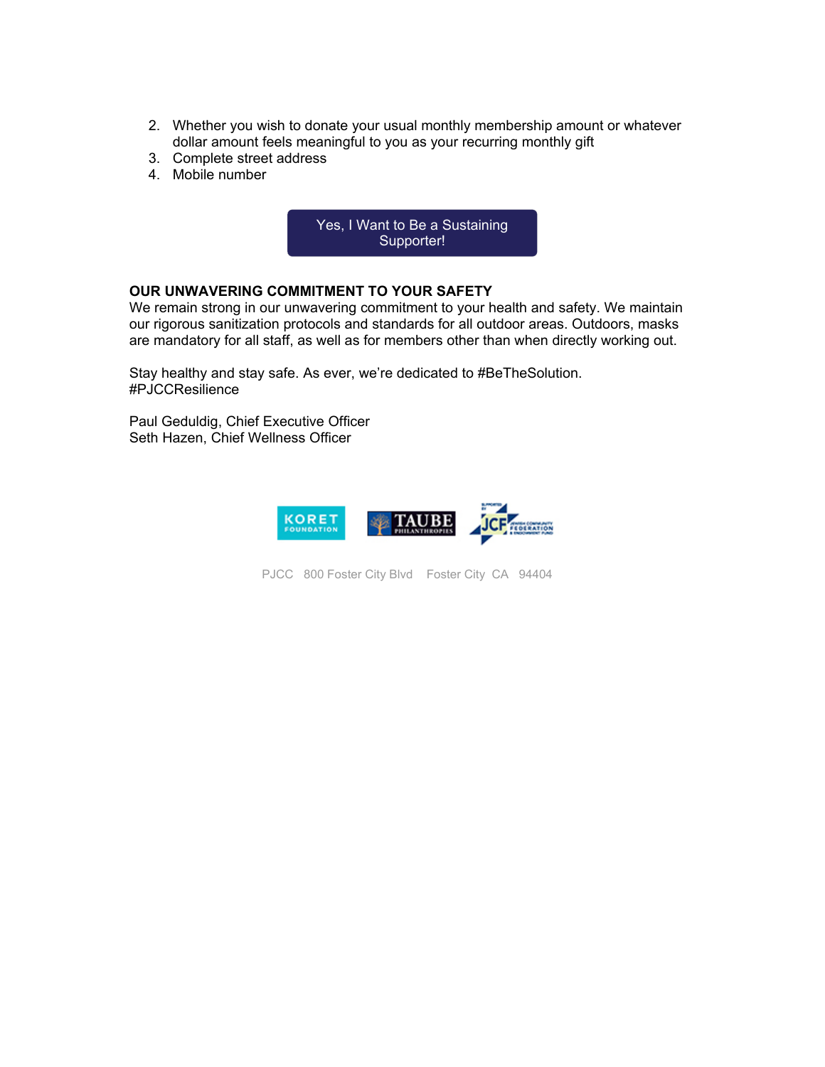2. Whether you wish to donate your usual monthly membership amount or whatever dollar amount feels meaningful to you as your recurring monthly gift
3. Complete street address
4. Mobile number

Yes, I Want to Be a Sustaining Supporter!

**OUR UNWAVERING COMMITMENT TO YOUR SAFETY**

We remain strong in our unwavering commitment to your health and safety. We maintain our rigorous sanitization protocols and standards for all outdoor areas. Outdoors, masks are mandatory for all staff, as well as for members other than when directly working out.

Stay healthy and stay safe. As ever, we're dedicated to #BeTheSolution.
#PJCCResilience

Paul Geduldig, Chief Executive Officer
Seth Hazen, Chief Wellness Officer

KORET FOUNDATION TAUBE PHILANTHROPIES JCF JEWISH COMMUNITY FEDERATION

PJCC 800 Foster City Blvd Foster City CA 94404